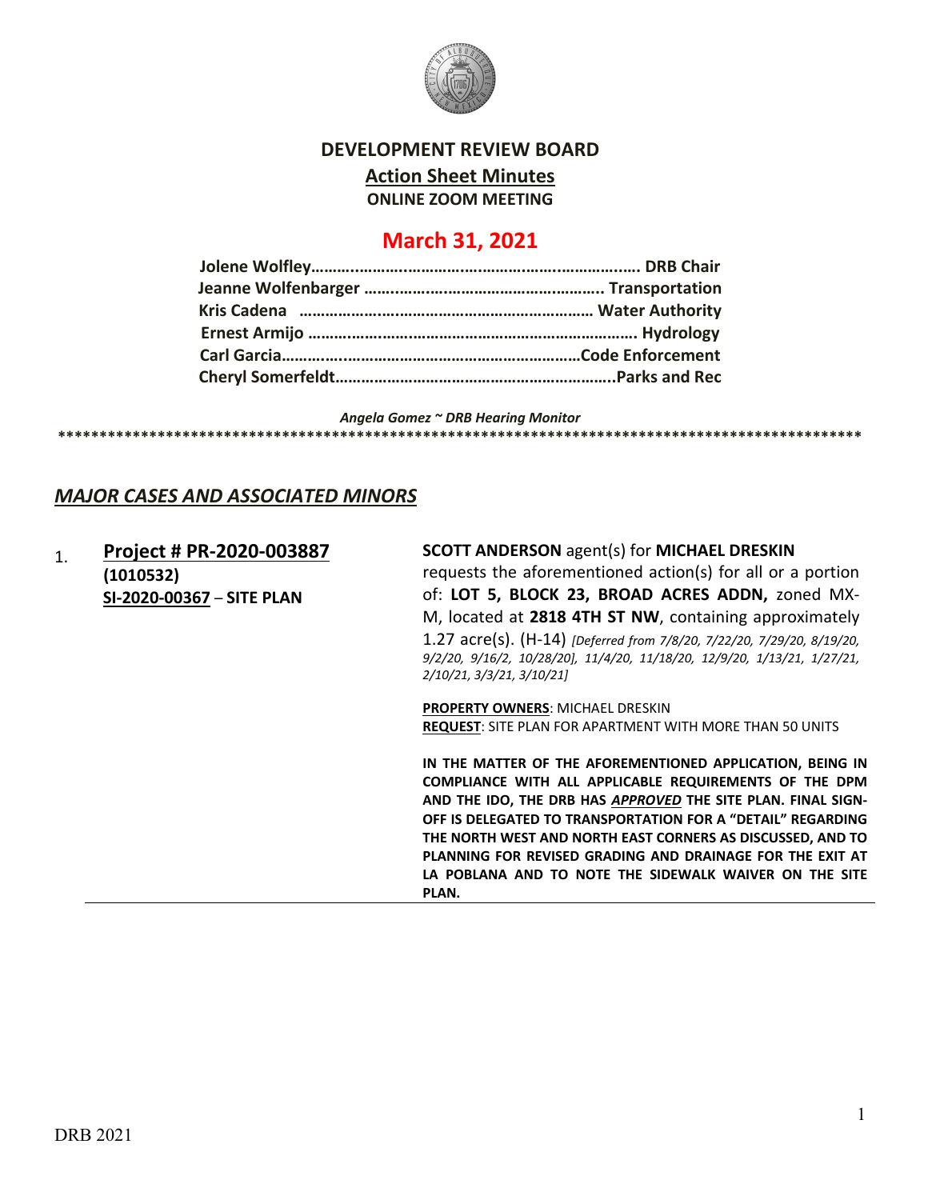# DEVELOPMENT REVIEW BOARD

## Action Sheet Minutes

### ONLINE ZOOM MEETING

## March 31, 2021

**Jolene Wolfley……………………………………………………………… DRB Chair**
**Jeanne Wolfenbarger ……………………………………………. Transportation**
**Kris Cadena ………………………………………………………… Water Authority**
**Ernest Armijo ……………………………………………………………… Hydrology**
**Carl Garcia……………………………………………………………Code Enforcement**
**Cheryl Somerfeldt…………………………………………………………..Parks and Rec**

*Angela Gomez ~ DRB Hearing Monitor*

\*\*\*\*\*\*\*\*\*\*\*\*\*\*\*\*\*\*\*\*\*\*\*\*\*\*\*\*\*\*\*\*\*\*\*\*\*\*\*\*\*\*\*\*\*\*\*\*\*\*\*\*\*\*\*\*\*\*\*\*\*\*\*\*\*\*\*\*\*\*\*\*\*\*\*\*\*\*\*\*\*\*\*\*\*\*\*\*\*\*\*\*\*\*\*\*\*\*\*\*

## *MAJOR CASES AND ASSOCIATED MINORS*

1. **Project # PR-2020-003887**
**(1010532)**
**SI-2020-00367** – **SITE PLAN**

**SCOTT ANDERSON** agent(s) for **MICHAEL DRESKIN** requests the aforementioned action(s) for all or a portion of: **LOT 5, BLOCK 23, BROAD ACRES ADDN,** zoned MX-M, located at **2818 4TH ST NW**, containing approximately 1.27 acre(s). (H-14) *[Deferred from 7/8/20, 7/22/20, 7/29/20, 8/19/20, 9/2/20, 9/16/2, 10/28/20], 11/4/20, 11/18/20, 12/9/20, 1/13/21, 1/27/21, 2/10/21, 3/3/21, 3/10/21]*

**PROPERTY OWNERS**: MICHAEL DRESKIN
**REQUEST**: SITE PLAN FOR APARTMENT WITH MORE THAN 50 UNITS

**IN THE MATTER OF THE AFOREMENTIONED APPLICATION, BEING IN COMPLIANCE WITH ALL APPLICABLE REQUIREMENTS OF THE DPM AND THE IDO, THE DRB HAS *APPROVED* THE SITE PLAN. FINAL SIGN-OFF IS DELEGATED TO TRANSPORTATION FOR A "DETAIL" REGARDING THE NORTH WEST AND NORTH EAST CORNERS AS DISCUSSED, AND TO PLANNING FOR REVISED GRADING AND DRAINAGE FOR THE EXIT AT LA POBLANA AND TO NOTE THE SIDEWALK WAIVER ON THE SITE PLAN.**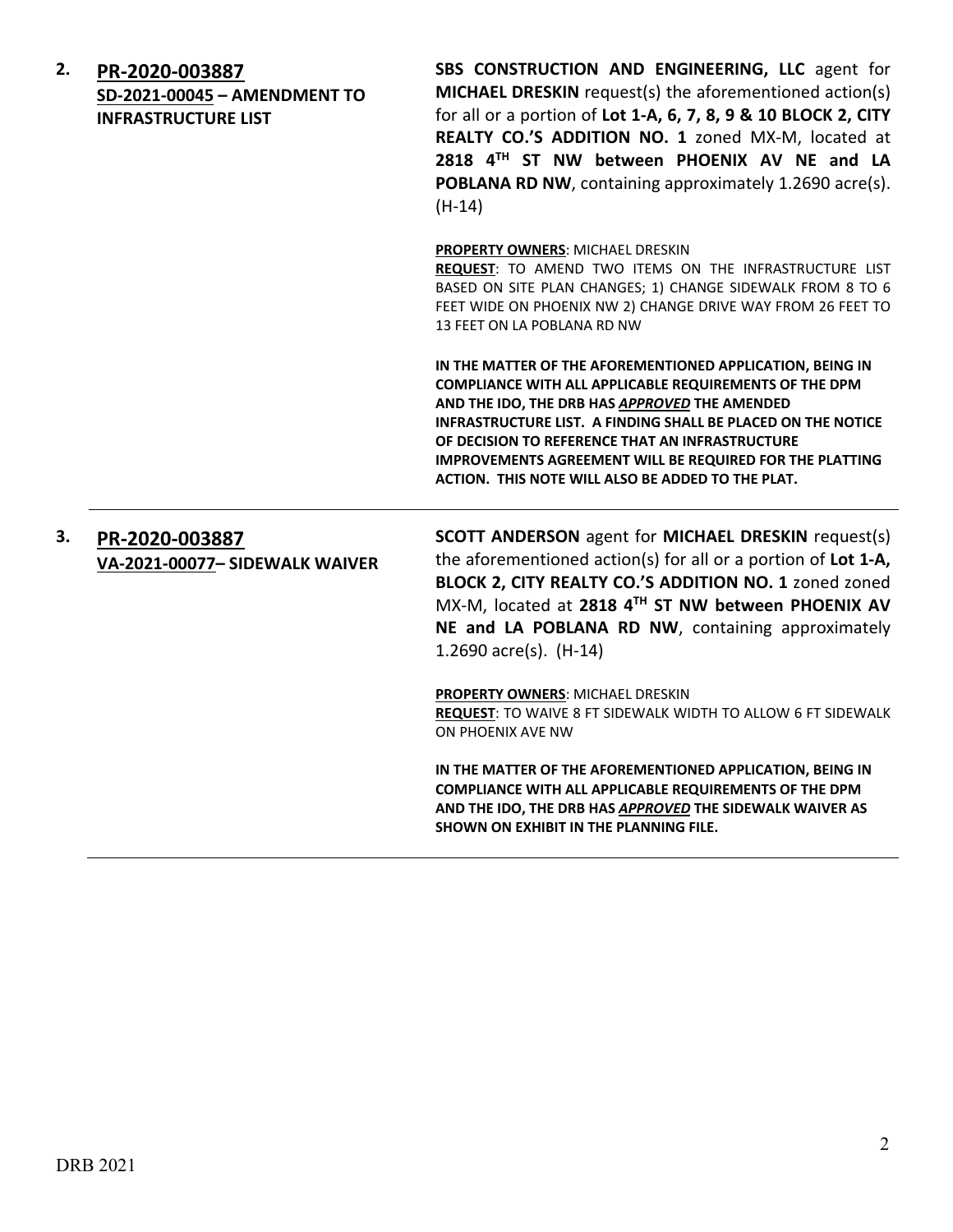**2. PR-2020-003887**
**SD-2021-00045 – AMENDMENT TO INFRASTRUCTURE LIST**

**SBS CONSTRUCTION AND ENGINEERING, LLC** agent for **MICHAEL DRESKIN** request(s) the aforementioned action(s) for all or a portion of **Lot 1-A, 6, 7, 8, 9 & 10 BLOCK 2, CITY REALTY CO.'S ADDITION NO. 1** zoned MX-M, located at **2818 4TH ST NW between PHOENIX AV NE and LA POBLANA RD NW**, containing approximately 1.2690 acre(s). (H-14)

**PROPERTY OWNERS**: MICHAEL DRESKIN
**REQUEST**: TO AMEND TWO ITEMS ON THE INFRASTRUCTURE LIST BASED ON SITE PLAN CHANGES; 1) CHANGE SIDEWALK FROM 8 TO 6 FEET WIDE ON PHOENIX NW 2) CHANGE DRIVE WAY FROM 26 FEET TO 13 FEET ON LA POBLANA RD NW

**IN THE MATTER OF THE AFOREMENTIONED APPLICATION, BEING IN COMPLIANCE WITH ALL APPLICABLE REQUIREMENTS OF THE DPM AND THE IDO, THE DRB HAS *APPROVED* THE AMENDED INFRASTRUCTURE LIST. A FINDING SHALL BE PLACED ON THE NOTICE OF DECISION TO REFERENCE THAT AN INFRASTRUCTURE IMPROVEMENTS AGREEMENT WILL BE REQUIRED FOR THE PLATTING ACTION. THIS NOTE WILL ALSO BE ADDED TO THE PLAT.**

---

**3. PR-2020-003887**
**VA-2021-00077– SIDEWALK WAIVER**

**SCOTT ANDERSON** agent for **MICHAEL DRESKIN** request(s) the aforementioned action(s) for all or a portion of **Lot 1-A, BLOCK 2, CITY REALTY CO.'S ADDITION NO. 1** zoned zoned MX-M, located at **2818 4TH ST NW between PHOENIX AV NE and LA POBLANA RD NW**, containing approximately 1.2690 acre(s). (H-14)

**PROPERTY OWNERS**: MICHAEL DRESKIN
**REQUEST**: TO WAIVE 8 FT SIDEWALK WIDTH TO ALLOW 6 FT SIDEWALK ON PHOENIX AVE NW

**IN THE MATTER OF THE AFOREMENTIONED APPLICATION, BEING IN COMPLIANCE WITH ALL APPLICABLE REQUIREMENTS OF THE DPM AND THE IDO, THE DRB HAS *APPROVED* THE SIDEWALK WAIVER AS SHOWN ON EXHIBIT IN THE PLANNING FILE.**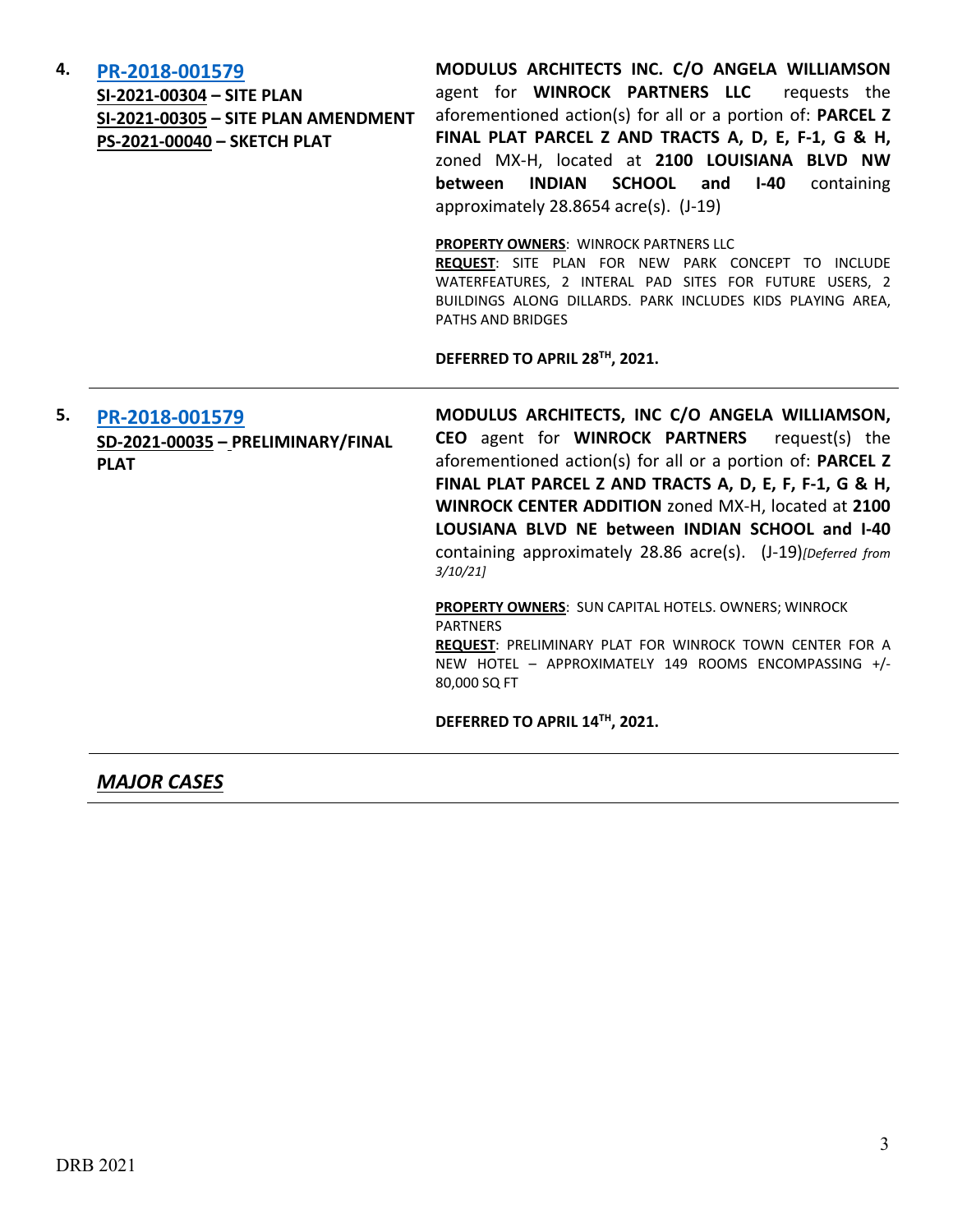**4.** **[PR-2018-001579](#)**
**SI-2021-00304 – SITE PLAN**
**SI-2021-00305 – SITE PLAN AMENDMENT**
**PS-2021-00040 – SKETCH PLAT**

**MODULUS ARCHITECTS INC. C/O ANGELA WILLIAMSON** agent for **WINROCK PARTNERS LLC** requests the aforementioned action(s) for all or a portion of: **PARCEL Z FINAL PLAT PARCEL Z AND TRACTS A, D, E, F-1, G & H,** zoned MX-H, located at **2100 LOUISIANA BLVD NW between INDIAN SCHOOL and I-40** containing approximately 28.8654 acre(s). (J-19)

**PROPERTY OWNERS**: WINROCK PARTNERS LLC
**REQUEST**: SITE PLAN FOR NEW PARK CONCEPT TO INCLUDE WATERFEATURES, 2 INTERAL PAD SITES FOR FUTURE USERS, 2 BUILDINGS ALONG DILLARDS. PARK INCLUDES KIDS PLAYING AREA, PATHS AND BRIDGES

**DEFERRED TO APRIL 28TH, 2021.**

---

**5.** **[PR-2018-001579](#)**
**SD-2021-00035 – PRELIMINARY/FINAL PLAT**

**MODULUS ARCHITECTS, INC C/O ANGELA WILLIAMSON, CEO** agent for **WINROCK PARTNERS** request(s) the aforementioned action(s) for all or a portion of: **PARCEL Z FINAL PLAT PARCEL Z AND TRACTS A, D, E, F, F-1, G & H, WINROCK CENTER ADDITION** zoned MX-H, located at **2100 LOUSIANA BLVD NE between INDIAN SCHOOL and I-40** containing approximately 28.86 acre(s). (J-19)*[Deferred from 3/10/21]*

**PROPERTY OWNERS**: SUN CAPITAL HOTELS. OWNERS; WINROCK PARTNERS
**REQUEST**: PRELIMINARY PLAT FOR WINROCK TOWN CENTER FOR A NEW HOTEL – APPROXIMATELY 149 ROOMS ENCOMPASSING +/- 80,000 SQ FT

**DEFERRED TO APRIL 14TH, 2021.**

---

## *MAJOR CASES*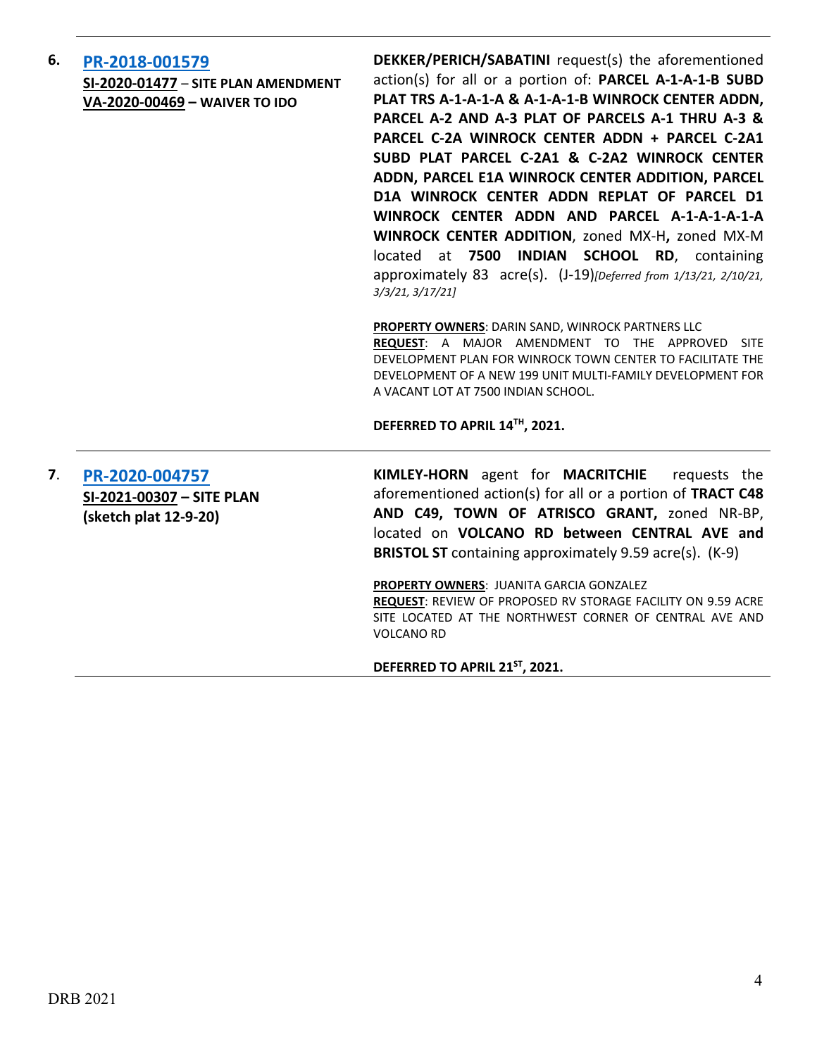| | | |
|---|---|---|
| **6.** | **PR-2018-001579**<br>**SI-2020-01477 – SITE PLAN AMENDMENT**<br>**VA-2020-00469 – WAIVER TO IDO** | **DEKKER/PERICH/SABATINI** request(s) the aforementioned action(s) for all or a portion of: **PARCEL A-1-A-1-B SUBD PLAT TRS A-1-A-1-A & A-1-A-1-B WINROCK CENTER ADDN, PARCEL A-2 AND A-3 PLAT OF PARCELS A-1 THRU A-3 & PARCEL C-2A WINROCK CENTER ADDN + PARCEL C-2A1 SUBD PLAT PARCEL C-2A1 & C-2A2 WINROCK CENTER ADDN, PARCEL E1A WINROCK CENTER ADDITION, PARCEL D1A WINROCK CENTER ADDN REPLAT OF PARCEL D1 WINROCK CENTER ADDN AND PARCEL A-1-A-1-A-1-A WINROCK CENTER ADDITION**, zoned MX-H**,** zoned MX-M located at **7500 INDIAN SCHOOL RD**, containing approximately 83 acre(s). (J-19)*[Deferred from 1/13/21, 2/10/21, 3/3/21, 3/17/21]*<br><br>**PROPERTY OWNERS**: DARIN SAND, WINROCK PARTNERS LLC<br>**REQUEST**: A MAJOR AMENDMENT TO THE APPROVED SITE DEVELOPMENT PLAN FOR WINROCK TOWN CENTER TO FACILITATE THE DEVELOPMENT OF A NEW 199 UNIT MULTI-FAMILY DEVELOPMENT FOR A VACANT LOT AT 7500 INDIAN SCHOOL.<br><br>**DEFERRED TO APRIL 14TH, 2021.** |
| **7.** | **PR-2020-004757**<br>**SI-2021-00307 – SITE PLAN**<br>**(sketch plat 12-9-20)** | **KIMLEY-HORN** agent for **MACRITCHIE** requests the aforementioned action(s) for all or a portion of **TRACT C48 AND C49, TOWN OF ATRISCO GRANT,** zoned NR-BP, located on **VOLCANO RD between CENTRAL AVE and BRISTOL ST** containing approximately 9.59 acre(s). (K-9)<br><br>**PROPERTY OWNERS**: JUANITA GARCIA GONZALEZ<br>**REQUEST**: REVIEW OF PROPOSED RV STORAGE FACILITY ON 9.59 ACRE SITE LOCATED AT THE NORTHWEST CORNER OF CENTRAL AVE AND VOLCANO RD<br><br>**DEFERRED TO APRIL 21ST, 2021.** |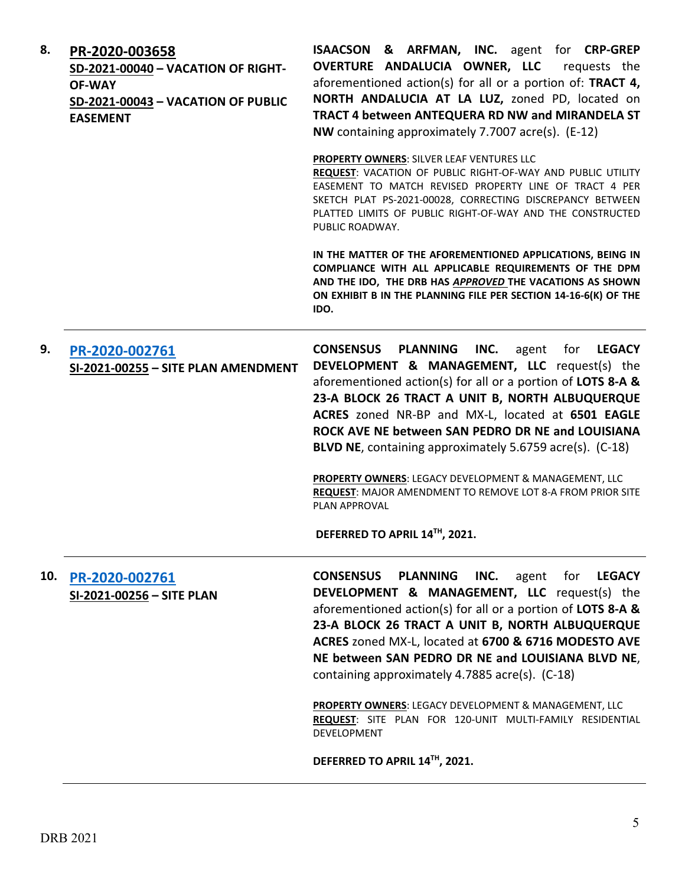**8. PR-2020-003658**
**SD-2021-00040 – VACATION OF RIGHT-OF-WAY**
**SD-2021-00043 – VACATION OF PUBLIC EASEMENT**

**ISAACSON & ARFMAN, INC.** agent for **CRP-GREP OVERTURE ANDALUCIA OWNER, LLC** requests the aforementioned action(s) for all or a portion of: **TRACT 4, NORTH ANDALUCIA AT LA LUZ,** zoned PD, located on **TRACT 4 between ANTEQUERA RD NW and MIRANDELA ST NW** containing approximately 7.7007 acre(s). (E-12)

**PROPERTY OWNERS**: SILVER LEAF VENTURES LLC
**REQUEST**: VACATION OF PUBLIC RIGHT-OF-WAY AND PUBLIC UTILITY EASEMENT TO MATCH REVISED PROPERTY LINE OF TRACT 4 PER SKETCH PLAT PS-2021-00028, CORRECTING DISCREPANCY BETWEEN PLATTED LIMITS OF PUBLIC RIGHT-OF-WAY AND THE CONSTRUCTED PUBLIC ROADWAY.

**IN THE MATTER OF THE AFOREMENTIONED APPLICATIONS, BEING IN COMPLIANCE WITH ALL APPLICABLE REQUIREMENTS OF THE DPM AND THE IDO, THE DRB HAS *APPROVED* THE VACATIONS AS SHOWN ON EXHIBIT B IN THE PLANNING FILE PER SECTION 14-16-6(K) OF THE IDO.**

---

**9. PR-2020-002761**
**SI-2021-00255 – SITE PLAN AMENDMENT**

**CONSENSUS PLANNING INC.** agent for **LEGACY DEVELOPMENT & MANAGEMENT, LLC** request(s) the aforementioned action(s) for all or a portion of **LOTS 8-A & 23-A BLOCK 26 TRACT A UNIT B, NORTH ALBUQUERQUE ACRES** zoned NR-BP and MX-L, located at **6501 EAGLE ROCK AVE NE between SAN PEDRO DR NE and LOUISIANA BLVD NE**, containing approximately 5.6759 acre(s). (C-18)

**PROPERTY OWNERS**: LEGACY DEVELOPMENT & MANAGEMENT, LLC
**REQUEST**: MAJOR AMENDMENT TO REMOVE LOT 8-A FROM PRIOR SITE PLAN APPROVAL

**DEFERRED TO APRIL 14TH, 2021.**

---

**10. PR-2020-002761**
**SI-2021-00256 – SITE PLAN**

**CONSENSUS PLANNING INC.** agent for **LEGACY DEVELOPMENT & MANAGEMENT, LLC** request(s) the aforementioned action(s) for all or a portion of **LOTS 8-A & 23-A BLOCK 26 TRACT A UNIT B, NORTH ALBUQUERQUE ACRES** zoned MX-L, located at **6700 & 6716 MODESTO AVE NE between SAN PEDRO DR NE and LOUISIANA BLVD NE**, containing approximately 4.7885 acre(s). (C-18)

**PROPERTY OWNERS**: LEGACY DEVELOPMENT & MANAGEMENT, LLC
**REQUEST**: SITE PLAN FOR 120-UNIT MULTI-FAMILY RESIDENTIAL DEVELOPMENT

**DEFERRED TO APRIL 14TH, 2021.**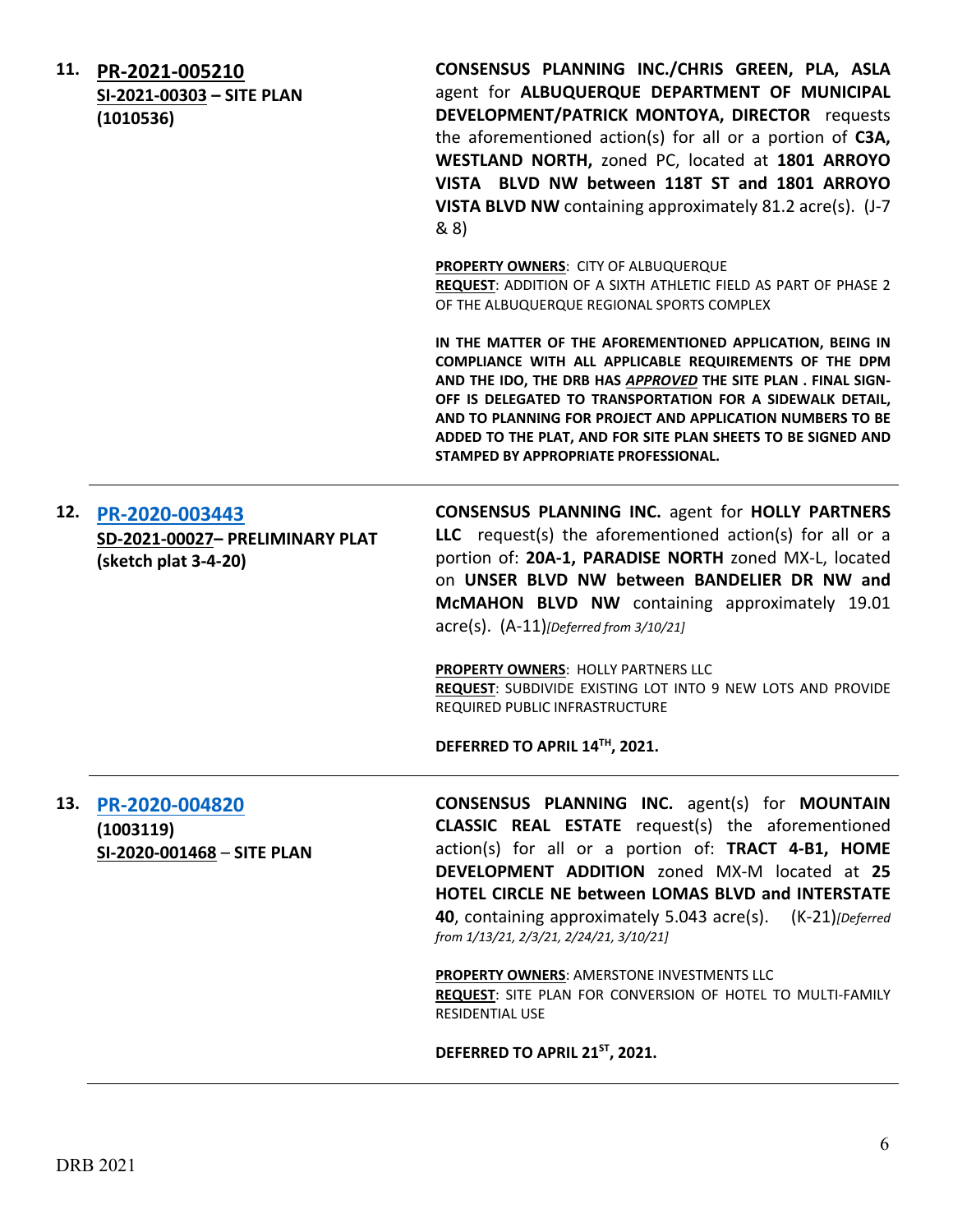**11. PR-2021-005210**
**SI-2021-00303 – SITE PLAN**
**(1010536)**

**CONSENSUS PLANNING INC./CHRIS GREEN, PLA, ASLA** agent for **ALBUQUERQUE DEPARTMENT OF MUNICIPAL DEVELOPMENT/PATRICK MONTOYA, DIRECTOR** requests the aforementioned action(s) for all or a portion of **C3A, WESTLAND NORTH,** zoned PC, located at **1801 ARROYO VISTA BLVD NW between 118T ST and 1801 ARROYO VISTA BLVD NW** containing approximately 81.2 acre(s). (J-7 & 8)

**PROPERTY OWNERS**: CITY OF ALBUQUERQUE
**REQUEST**: ADDITION OF A SIXTH ATHLETIC FIELD AS PART OF PHASE 2 OF THE ALBUQUERQUE REGIONAL SPORTS COMPLEX

**IN THE MATTER OF THE AFOREMENTIONED APPLICATION, BEING IN COMPLIANCE WITH ALL APPLICABLE REQUIREMENTS OF THE DPM AND THE IDO, THE DRB HAS *APPROVED* THE SITE PLAN . FINAL SIGN-OFF IS DELEGATED TO TRANSPORTATION FOR A SIDEWALK DETAIL, AND TO PLANNING FOR PROJECT AND APPLICATION NUMBERS TO BE ADDED TO THE PLAT, AND FOR SITE PLAN SHEETS TO BE SIGNED AND STAMPED BY APPROPRIATE PROFESSIONAL.**

---

**12. PR-2020-003443**
**SD-2021-00027– PRELIMINARY PLAT**
**(sketch plat 3-4-20)**

**CONSENSUS PLANNING INC.** agent for **HOLLY PARTNERS LLC** request(s) the aforementioned action(s) for all or a portion of: **20A-1, PARADISE NORTH** zoned MX-L, located on **UNSER BLVD NW between BANDELIER DR NW and McMAHON BLVD NW** containing approximately 19.01 acre(s). (A-11)*[Deferred from 3/10/21]*

**PROPERTY OWNERS**: HOLLY PARTNERS LLC
**REQUEST**: SUBDIVIDE EXISTING LOT INTO 9 NEW LOTS AND PROVIDE REQUIRED PUBLIC INFRASTRUCTURE

**DEFERRED TO APRIL 14TH, 2021.**

---

**13. PR-2020-004820**
**(1003119)**
**SI-2020-001468 – SITE PLAN**

**CONSENSUS PLANNING INC.** agent(s) for **MOUNTAIN CLASSIC REAL ESTATE** request(s) the aforementioned action(s) for all or a portion of: **TRACT 4-B1, HOME DEVELOPMENT ADDITION** zoned MX-M located at **25 HOTEL CIRCLE NE between LOMAS BLVD and INTERSTATE 40**, containing approximately 5.043 acre(s). (K-21)*[Deferred from 1/13/21, 2/3/21, 2/24/21, 3/10/21]*

**PROPERTY OWNERS**: AMERSTONE INVESTMENTS LLC
**REQUEST**: SITE PLAN FOR CONVERSION OF HOTEL TO MULTI-FAMILY RESIDENTIAL USE

**DEFERRED TO APRIL 21ST, 2021.**

---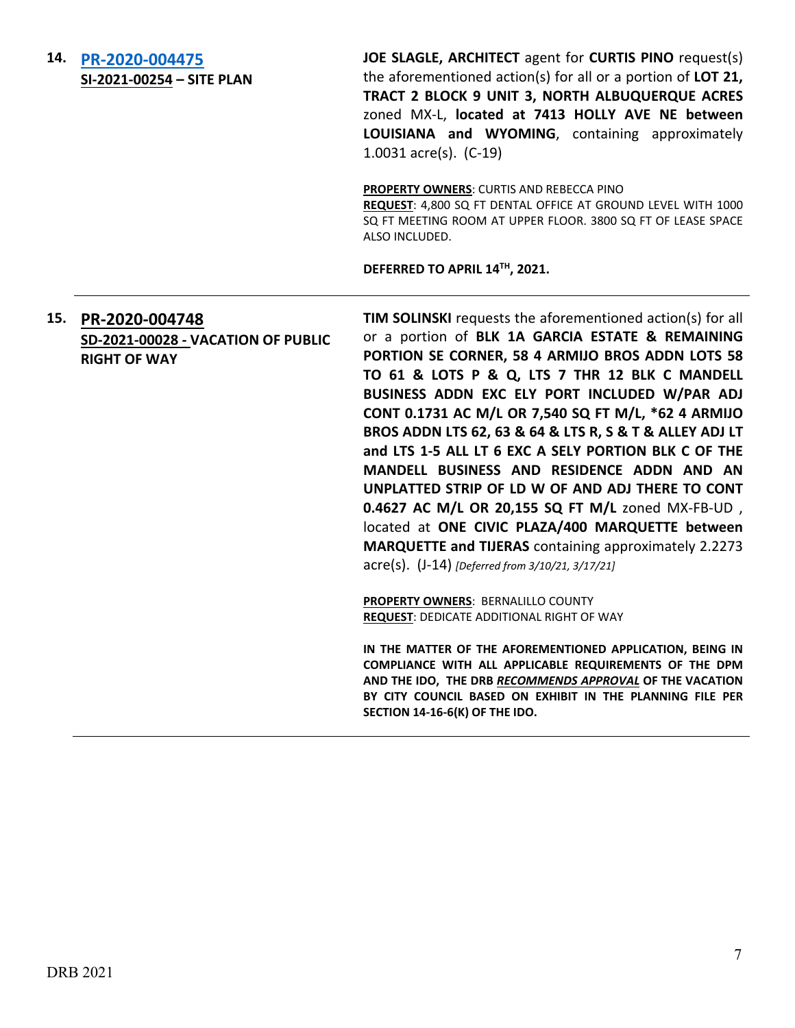**14. [PR-2020-004475](#)**
**SI-2021-00254 – SITE PLAN**

**JOE SLAGLE, ARCHITECT** agent for **CURTIS PINO** request(s) the aforementioned action(s) for all or a portion of **LOT 21, TRACT 2 BLOCK 9 UNIT 3, NORTH ALBUQUERQUE ACRES** zoned MX-L, **located at 7413 HOLLY AVE NE between LOUISIANA and WYOMING**, containing approximately 1.0031 acre(s). (C-19)

**PROPERTY OWNERS**: CURTIS AND REBECCA PINO
**REQUEST**: 4,800 SQ FT DENTAL OFFICE AT GROUND LEVEL WITH 1000 SQ FT MEETING ROOM AT UPPER FLOOR. 3800 SQ FT OF LEASE SPACE ALSO INCLUDED.

**DEFERRED TO APRIL 14TH, 2021.**

---

**15. PR-2020-004748**
**SD-2021-00028 - VACATION OF PUBLIC RIGHT OF WAY**

**TIM SOLINSKI** requests the aforementioned action(s) for all or a portion of **BLK 1A GARCIA ESTATE & REMAINING PORTION SE CORNER, 58 4 ARMIJO BROS ADDN LOTS 58 TO 61 & LOTS P & Q, LTS 7 THR 12 BLK C MANDELL BUSINESS ADDN EXC ELY PORT INCLUDED W/PAR ADJ CONT 0.1731 AC M/L OR 7,540 SQ FT M/L, *62 4 ARMIJO BROS ADDN LTS 62, 63 & 64 & LTS R, S & T & ALLEY ADJ LT and LTS 1-5 ALL LT 6 EXC A SELY PORTION BLK C OF THE MANDELL BUSINESS AND RESIDENCE ADDN AND AN UNPLATTED STRIP OF LD W OF AND ADJ THERE TO CONT 0.4627 AC M/L OR 20,155 SQ FT M/L** zoned MX-FB-UD , located at **ONE CIVIC PLAZA/400 MARQUETTE between MARQUETTE and TIJERAS** containing approximately 2.2273 acre(s). (J-14) *[Deferred from 3/10/21, 3/17/21]*

**PROPERTY OWNERS**: BERNALILLO COUNTY
**REQUEST**: DEDICATE ADDITIONAL RIGHT OF WAY

**IN THE MATTER OF THE AFOREMENTIONED APPLICATION, BEING IN COMPLIANCE WITH ALL APPLICABLE REQUIREMENTS OF THE DPM AND THE IDO, THE DRB *RECOMMENDS APPROVAL* OF THE VACATION BY CITY COUNCIL BASED ON EXHIBIT IN THE PLANNING FILE PER SECTION 14-16-6(K) OF THE IDO.**

---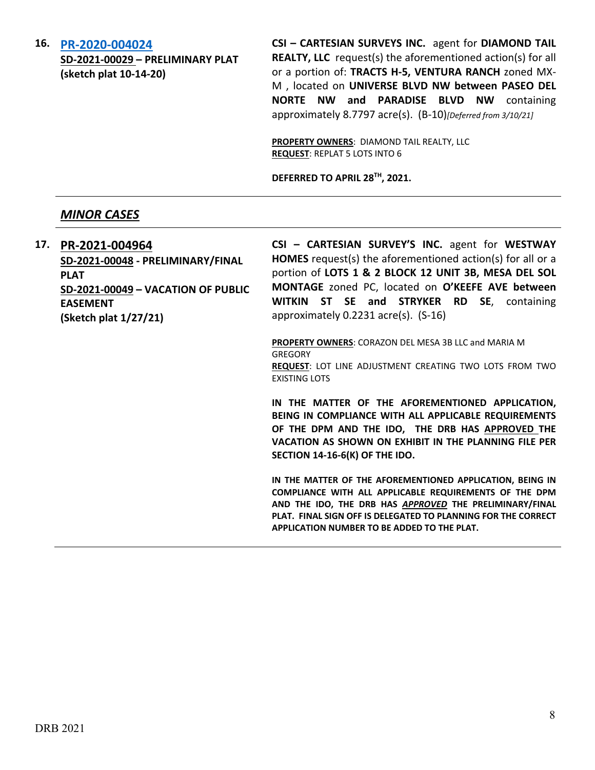**16. [PR-2020-004024](#)**

**SD-2021-00029 – PRELIMINARY PLAT (sketch plat 10-14-20)**

**CSI – CARTESIAN SURVEYS INC.** agent for **DIAMOND TAIL REALTY, LLC** request(s) the aforementioned action(s) for all or a portion of: **TRACTS H-5, VENTURA RANCH** zoned MX-M , located on **UNIVERSE BLVD NW between PASEO DEL NORTE NW and PARADISE BLVD NW** containing approximately 8.7797 acre(s). (B-10)*[Deferred from 3/10/21]*

**PROPERTY OWNERS**: DIAMOND TAIL REALTY, LLC
**REQUEST**: REPLAT 5 LOTS INTO 6

**DEFERRED TO APRIL 28TH, 2021.**

---

## *MINOR CASES*

---

**17. PR-2021-004964**

**SD-2021-00048 - PRELIMINARY/FINAL PLAT**
**SD-2021-00049 – VACATION OF PUBLIC EASEMENT**
**(Sketch plat 1/27/21)**

**CSI – CARTESIAN SURVEY'S INC.** agent for **WESTWAY HOMES** request(s) the aforementioned action(s) for all or a portion of **LOTS 1 & 2 BLOCK 12 UNIT 3B, MESA DEL SOL MONTAGE** zoned PC, located on **O'KEEFE AVE between WITKIN ST SE and STRYKER RD SE**, containing approximately 0.2231 acre(s). (S-16)

**PROPERTY OWNERS**: CORAZON DEL MESA 3B LLC and MARIA M GREGORY
**REQUEST**: LOT LINE ADJUSTMENT CREATING TWO LOTS FROM TWO EXISTING LOTS

**IN THE MATTER OF THE AFOREMENTIONED APPLICATION, BEING IN COMPLIANCE WITH ALL APPLICABLE REQUIREMENTS OF THE DPM AND THE IDO, THE DRB HAS APPROVED THE VACATION AS SHOWN ON EXHIBIT IN THE PLANNING FILE PER SECTION 14-16-6(K) OF THE IDO.**

**IN THE MATTER OF THE AFOREMENTIONED APPLICATION, BEING IN COMPLIANCE WITH ALL APPLICABLE REQUIREMENTS OF THE DPM AND THE IDO, THE DRB HAS *APPROVED* THE PRELIMINARY/FINAL PLAT. FINAL SIGN OFF IS DELEGATED TO PLANNING FOR THE CORRECT APPLICATION NUMBER TO BE ADDED TO THE PLAT.**

---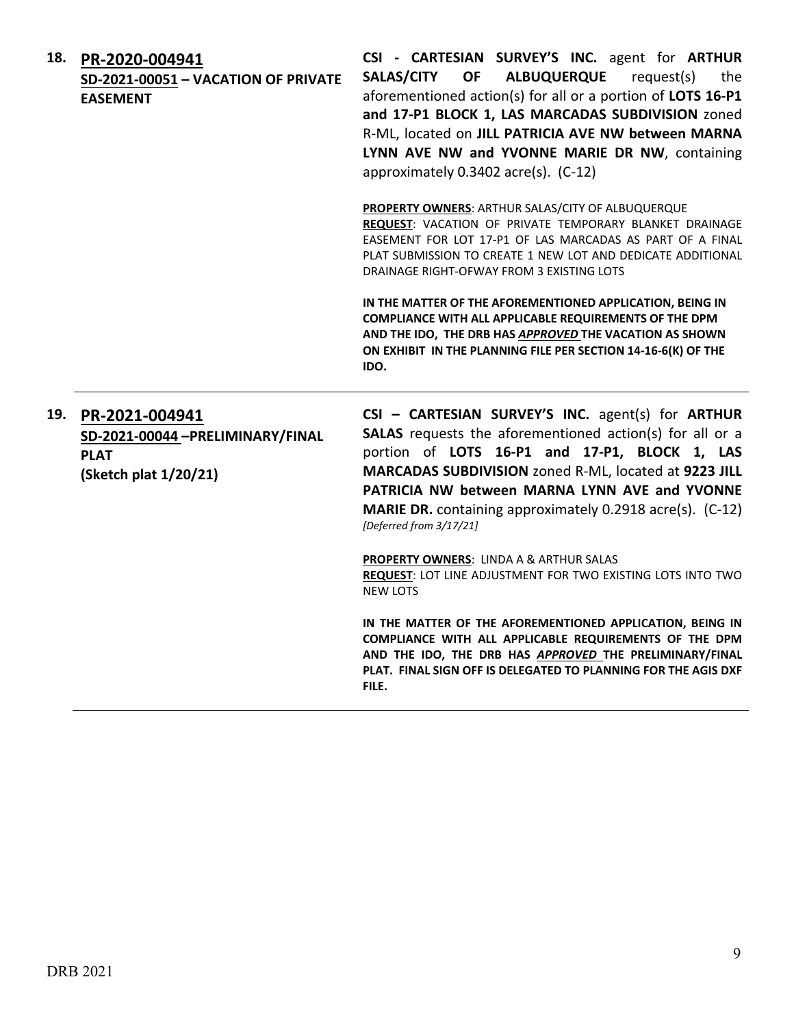**18. PR-2020-004941**
**SD-2021-00051 – VACATION OF PRIVATE EASEMENT**

**CSI - CARTESIAN SURVEY'S INC.** agent for **ARTHUR SALAS/CITY OF ALBUQUERQUE** request(s) the aforementioned action(s) for all or a portion of **LOTS 16-P1 and 17-P1 BLOCK 1, LAS MARCADAS SUBDIVISION** zoned R-ML, located on **JILL PATRICIA AVE NW between MARNA LYNN AVE NW and YVONNE MARIE DR NW**, containing approximately 0.3402 acre(s). (C-12)

**PROPERTY OWNERS**: ARTHUR SALAS/CITY OF ALBUQUERQUE
**REQUEST**: VACATION OF PRIVATE TEMPORARY BLANKET DRAINAGE EASEMENT FOR LOT 17-P1 OF LAS MARCADAS AS PART OF A FINAL PLAT SUBMISSION TO CREATE 1 NEW LOT AND DEDICATE ADDITIONAL DRAINAGE RIGHT-OFWAY FROM 3 EXISTING LOTS

**IN THE MATTER OF THE AFOREMENTIONED APPLICATION, BEING IN COMPLIANCE WITH ALL APPLICABLE REQUIREMENTS OF THE DPM AND THE IDO, THE DRB HAS *APPROVED* THE VACATION AS SHOWN ON EXHIBIT IN THE PLANNING FILE PER SECTION 14-16-6(K) OF THE IDO.**

---

**19. PR-2021-004941**
**SD-2021-00044 –PRELIMINARY/FINAL PLAT**
**(Sketch plat 1/20/21)**

**CSI – CARTESIAN SURVEY'S INC.** agent(s) for **ARTHUR SALAS** requests the aforementioned action(s) for all or a portion of **LOTS 16-P1 and 17-P1, BLOCK 1, LAS MARCADAS SUBDIVISION** zoned R-ML, located at **9223 JILL PATRICIA NW between MARNA LYNN AVE and YVONNE MARIE DR.** containing approximately 0.2918 acre(s). (C-12) *[Deferred from 3/17/21]*

**PROPERTY OWNERS**: LINDA A & ARTHUR SALAS
**REQUEST**: LOT LINE ADJUSTMENT FOR TWO EXISTING LOTS INTO TWO NEW LOTS

**IN THE MATTER OF THE AFOREMENTIONED APPLICATION, BEING IN COMPLIANCE WITH ALL APPLICABLE REQUIREMENTS OF THE DPM AND THE IDO, THE DRB HAS *APPROVED* THE PRELIMINARY/FINAL PLAT. FINAL SIGN OFF IS DELEGATED TO PLANNING FOR THE AGIS DXF FILE.**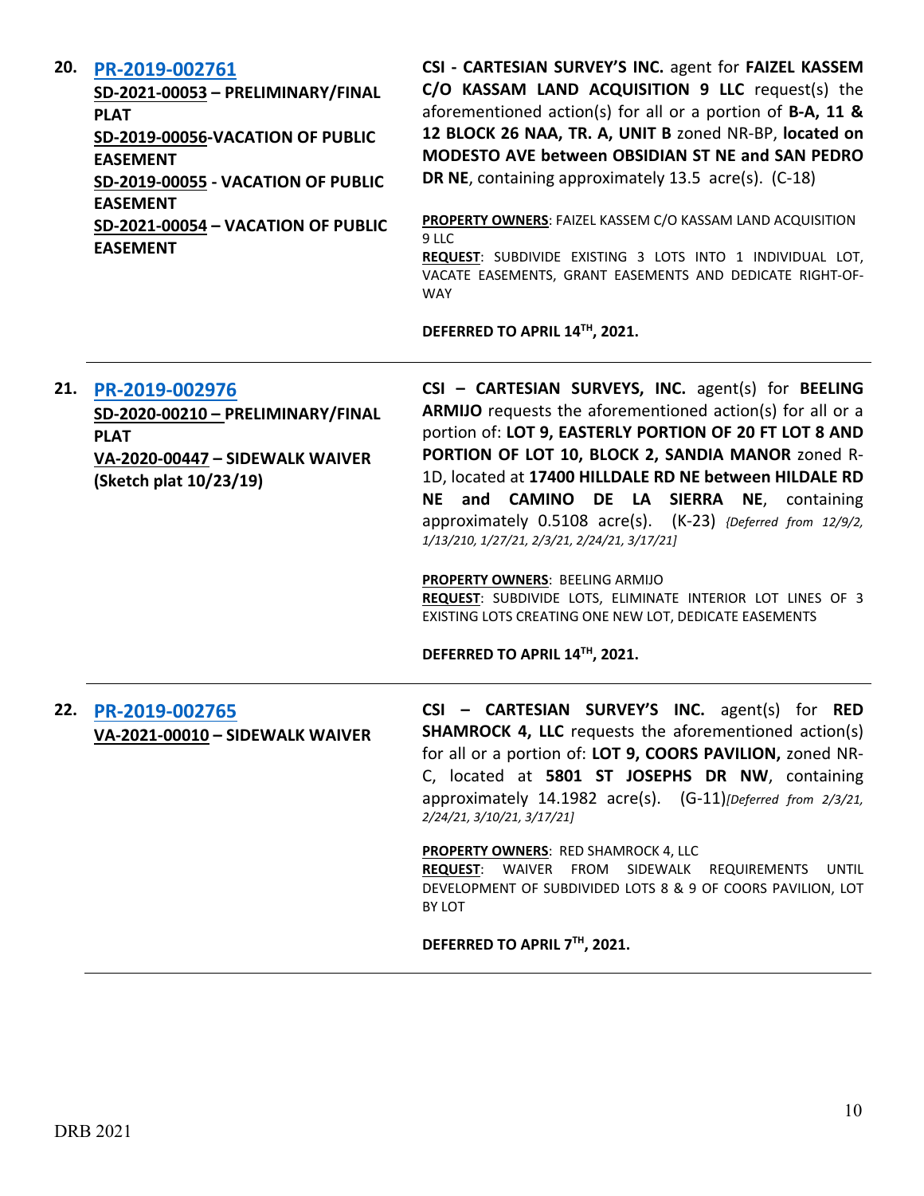**20.** **PR-2019-002761**

**SD-2021-00053 – PRELIMINARY/FINAL PLAT**
**SD-2019-00056-VACATION OF PUBLIC EASEMENT**
**SD-2019-00055 - VACATION OF PUBLIC EASEMENT**
**SD-2021-00054 – VACATION OF PUBLIC EASEMENT**

**CSI - CARTESIAN SURVEY'S INC.** agent for **FAIZEL KASSEM C/O KASSAM LAND ACQUISITION 9 LLC** request(s) the aforementioned action(s) for all or a portion of **B-A, 11 & 12 BLOCK 26 NAA, TR. A, UNIT B** zoned NR-BP, **located on MODESTO AVE between OBSIDIAN ST NE and SAN PEDRO DR NE**, containing approximately 13.5 acre(s). (C-18)

**PROPERTY OWNERS**: FAIZEL KASSEM C/O KASSAM LAND ACQUISITION 9 LLC
**REQUEST**: SUBDIVIDE EXISTING 3 LOTS INTO 1 INDIVIDUAL LOT, VACATE EASEMENTS, GRANT EASEMENTS AND DEDICATE RIGHT-OF-WAY

**DEFERRED TO APRIL 14TH, 2021.**

---

**21.** **PR-2019-002976**

**SD-2020-00210 – PRELIMINARY/FINAL PLAT**
**VA-2020-00447 – SIDEWALK WAIVER**
**(Sketch plat 10/23/19)**

**CSI – CARTESIAN SURVEYS, INC.** agent(s) for **BEELING ARMIJO** requests the aforementioned action(s) for all or a portion of: **LOT 9, EASTERLY PORTION OF 20 FT LOT 8 AND PORTION OF LOT 10, BLOCK 2, SANDIA MANOR** zoned R-1D, located at **17400 HILLDALE RD NE between HILDALE RD NE and CAMINO DE LA SIERRA NE**, containing approximately 0.5108 acre(s). (K-23) *{Deferred from 12/9/2, 1/13/210, 1/27/21, 2/3/21, 2/24/21, 3/17/21]*

**PROPERTY OWNERS**: BEELING ARMIJO
**REQUEST**: SUBDIVIDE LOTS, ELIMINATE INTERIOR LOT LINES OF 3 EXISTING LOTS CREATING ONE NEW LOT, DEDICATE EASEMENTS

**DEFERRED TO APRIL 14TH, 2021.**

---

**22.** **PR-2019-002765**

**VA-2021-00010 – SIDEWALK WAIVER**

**CSI – CARTESIAN SURVEY'S INC.** agent(s) for **RED SHAMROCK 4, LLC** requests the aforementioned action(s) for all or a portion of: **LOT 9, COORS PAVILION,** zoned NR-C, located at **5801 ST JOSEPHS DR NW**, containing approximately 14.1982 acre(s). (G-11)*[Deferred from 2/3/21, 2/24/21, 3/10/21, 3/17/21]*

**PROPERTY OWNERS**: RED SHAMROCK 4, LLC
**REQUEST**: WAIVER FROM SIDEWALK REQUIREMENTS UNTIL DEVELOPMENT OF SUBDIVIDED LOTS 8 & 9 OF COORS PAVILION, LOT BY LOT

**DEFERRED TO APRIL 7TH, 2021.**

---

DRB 2021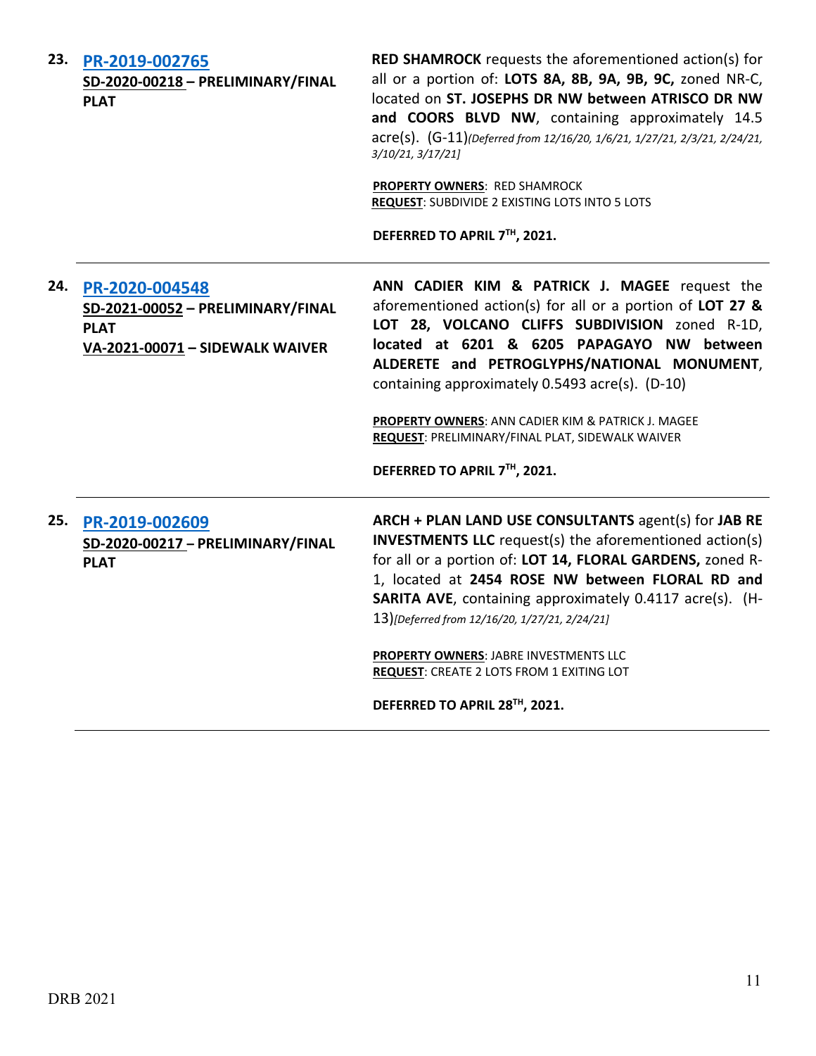**23. PR-2019-002765**
**SD-2020-00218 – PRELIMINARY/FINAL PLAT**

**RED SHAMROCK** requests the aforementioned action(s) for all or a portion of: **LOTS 8A, 8B, 9A, 9B, 9C,** zoned NR-C, located on **ST. JOSEPHS DR NW between ATRISCO DR NW and COORS BLVD NW**, containing approximately 14.5 acre(s). (G-11)*(Deferred from 12/16/20, 1/6/21, 1/27/21, 2/3/21, 2/24/21, 3/10/21, 3/17/21]*

**PROPERTY OWNERS**: RED SHAMROCK
**REQUEST**: SUBDIVIDE 2 EXISTING LOTS INTO 5 LOTS

**DEFERRED TO APRIL 7TH, 2021.**

---

**24. PR-2020-004548**
**SD-2021-00052 – PRELIMINARY/FINAL PLAT**
**VA-2021-00071 – SIDEWALK WAIVER**

**ANN CADIER KIM & PATRICK J. MAGEE** request the aforementioned action(s) for all or a portion of **LOT 27 & LOT 28, VOLCANO CLIFFS SUBDIVISION** zoned R-1D, **located at 6201 & 6205 PAPAGAYO NW between ALDERETE and PETROGLYPHS/NATIONAL MONUMENT**, containing approximately 0.5493 acre(s). (D-10)

**PROPERTY OWNERS**: ANN CADIER KIM & PATRICK J. MAGEE
**REQUEST**: PRELIMINARY/FINAL PLAT, SIDEWALK WAIVER

**DEFERRED TO APRIL 7TH, 2021.**

---

**25. PR-2019-002609**
**SD-2020-00217 – PRELIMINARY/FINAL PLAT**

**ARCH + PLAN LAND USE CONSULTANTS** agent(s) for **JAB RE INVESTMENTS LLC** request(s) the aforementioned action(s) for all or a portion of: **LOT 14, FLORAL GARDENS,** zoned R-1, located at **2454 ROSE NW between FLORAL RD and SARITA AVE**, containing approximately 0.4117 acre(s). (H-13)*[Deferred from 12/16/20, 1/27/21, 2/24/21]*

**PROPERTY OWNERS**: JABRE INVESTMENTS LLC
**REQUEST**: CREATE 2 LOTS FROM 1 EXITING LOT

**DEFERRED TO APRIL 28TH, 2021.**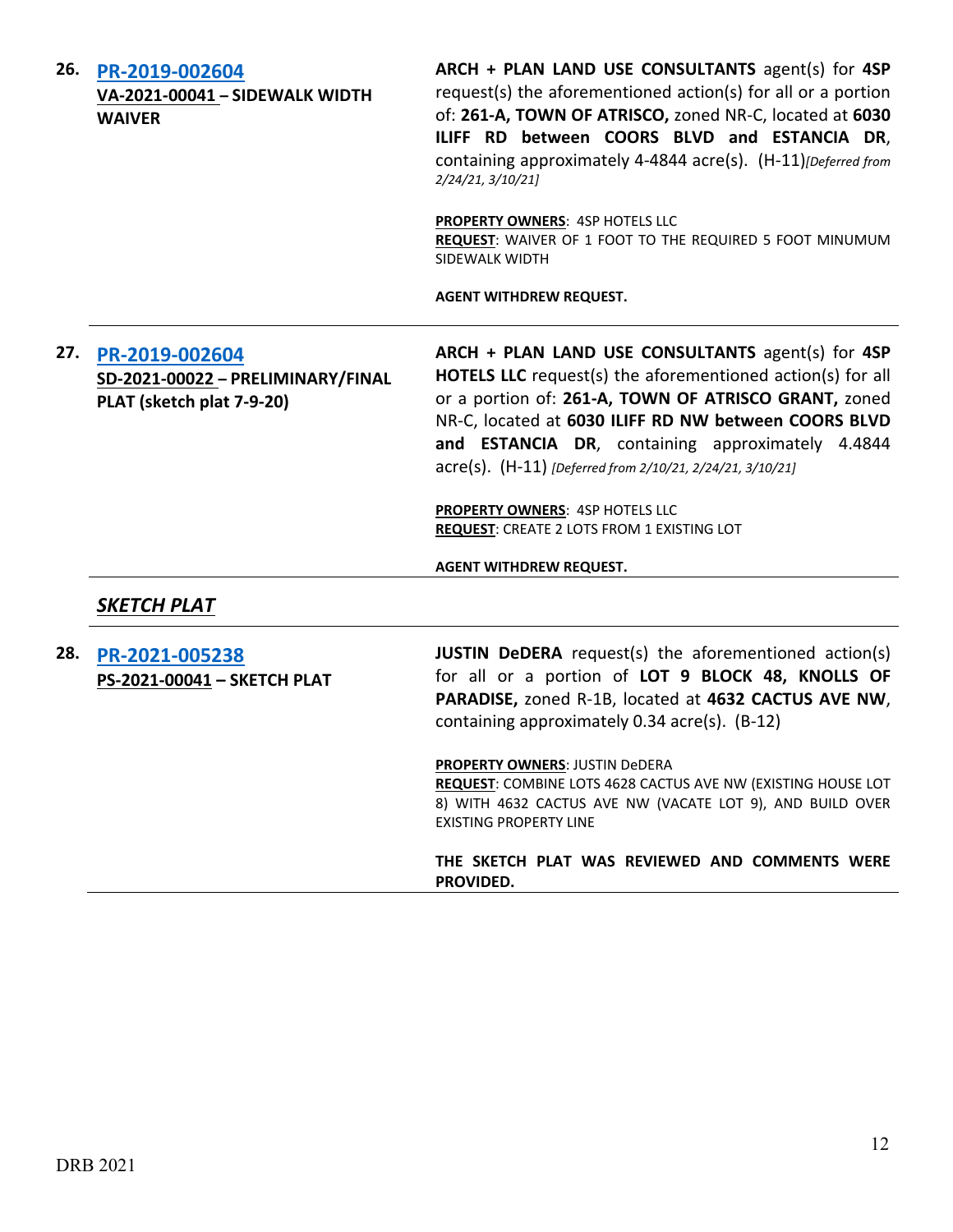**26. PR-2019-002604**
**VA-2021-00041 – SIDEWALK WIDTH WAIVER**

**ARCH + PLAN LAND USE CONSULTANTS** agent(s) for **4SP** request(s) the aforementioned action(s) for all or a portion of: **261-A, TOWN OF ATRISCO,** zoned NR-C, located at **6030 ILIFF RD between COORS BLVD and ESTANCIA DR**, containing approximately 4-4844 acre(s). (H-11)*[Deferred from 2/24/21, 3/10/21]*

**PROPERTY OWNERS**: 4SP HOTELS LLC
**REQUEST**: WAIVER OF 1 FOOT TO THE REQUIRED 5 FOOT MINUMUM SIDEWALK WIDTH

**AGENT WITHDREW REQUEST.**

---

**27. PR-2019-002604**
**SD-2021-00022 – PRELIMINARY/FINAL PLAT (sketch plat 7-9-20)**

**ARCH + PLAN LAND USE CONSULTANTS** agent(s) for **4SP HOTELS LLC** request(s) the aforementioned action(s) for all or a portion of: **261-A, TOWN OF ATRISCO GRANT,** zoned NR-C, located at **6030 ILIFF RD NW between COORS BLVD and ESTANCIA DR**, containing approximately 4.4844 acre(s). (H-11) *[Deferred from 2/10/21, 2/24/21, 3/10/21]*

**PROPERTY OWNERS**: 4SP HOTELS LLC
**REQUEST**: CREATE 2 LOTS FROM 1 EXISTING LOT

**AGENT WITHDREW REQUEST.**

---

## ***SKETCH PLAT***

---

**28. PR-2021-005238**
**PS-2021-00041 – SKETCH PLAT**

**JUSTIN DeDERA** request(s) the aforementioned action(s) for all or a portion of **LOT 9 BLOCK 48, KNOLLS OF PARADISE,** zoned R-1B, located at **4632 CACTUS AVE NW**, containing approximately 0.34 acre(s). (B-12)

**PROPERTY OWNERS**: JUSTIN DeDERA
**REQUEST**: COMBINE LOTS 4628 CACTUS AVE NW (EXISTING HOUSE LOT 8) WITH 4632 CACTUS AVE NW (VACATE LOT 9), AND BUILD OVER EXISTING PROPERTY LINE

**THE SKETCH PLAT WAS REVIEWED AND COMMENTS WERE PROVIDED.**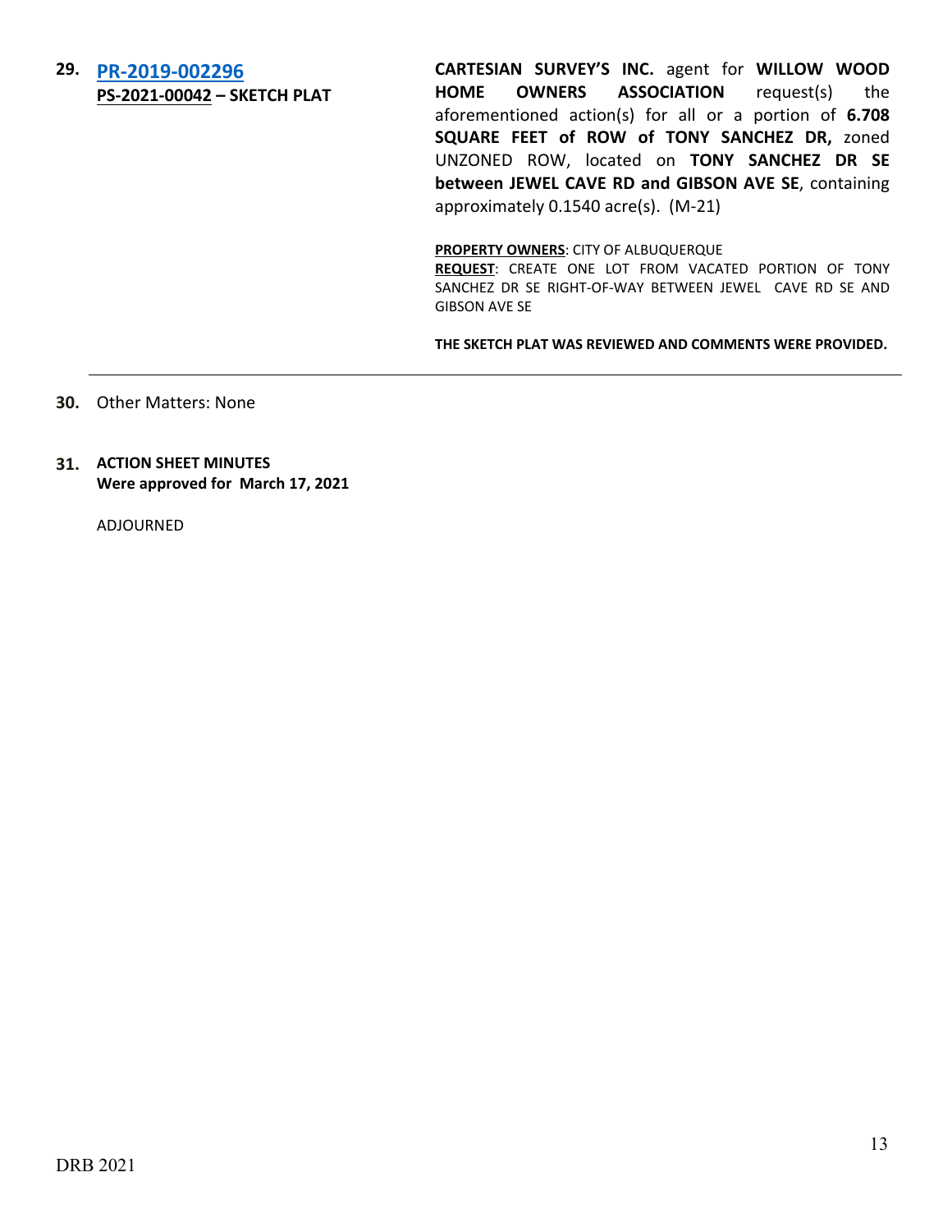**29.** **PR-2019-002296**
**PS-2021-00042 – SKETCH PLAT**

**CARTESIAN SURVEY'S INC.** agent for **WILLOW WOOD HOME OWNERS ASSOCIATION** request(s) the aforementioned action(s) for all or a portion of **6.708 SQUARE FEET of ROW of TONY SANCHEZ DR,** zoned UNZONED ROW, located on **TONY SANCHEZ DR SE between JEWEL CAVE RD and GIBSON AVE SE**, containing approximately 0.1540 acre(s). (M-21)

**PROPERTY OWNERS**: CITY OF ALBUQUERQUE
**REQUEST**: CREATE ONE LOT FROM VACATED PORTION OF TONY SANCHEZ DR SE RIGHT-OF-WAY BETWEEN JEWEL CAVE RD SE AND GIBSON AVE SE

**THE SKETCH PLAT WAS REVIEWED AND COMMENTS WERE PROVIDED.**

---

**30.** Other Matters: None

**31.** **ACTION SHEET MINUTES**
**Were approved for March 17, 2021**

ADJOURNED

DRB 2021